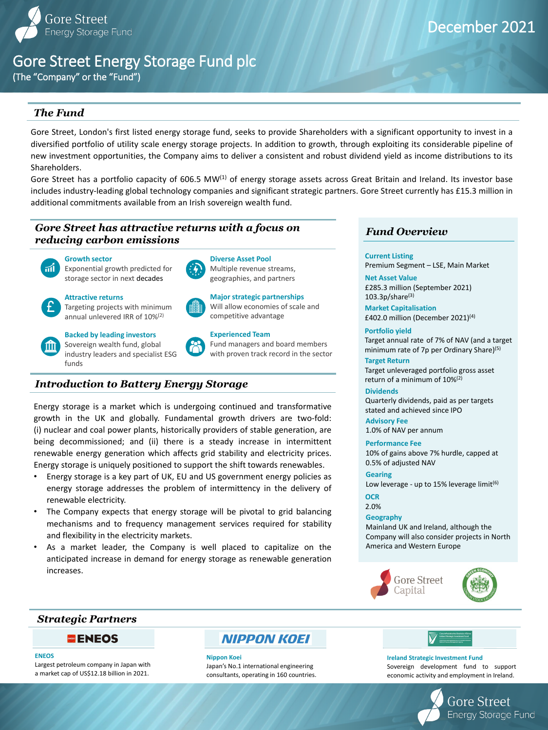# Gore Street Energy Storage Fund plc

(The "Company" or the "Fund")

December 2021

## The Fund

Gore Street, London's first listed energy storage fund, seeks to provide Shareholders with a significant opportunity to invest in a diversified portfolio of utility scale energy storage projects. In addition to growth, through exploiting its considerable pipeline of new investment opportunities, the Company aims to deliver a consistent and robust dividend yield as income distributions to its Shareholders.

Gore Street has a portfolio capacity of 606.5 MW[1] of energy storage assets across Great Britain and Ireland. Its investor base includes industry-leading global technology companies and significant strategic partners. Gore Street currently has £15.3 million in additional commitments available from an Irish sovereign wealth fund.

## Gore Street has attractive returns with a focus on reducing carbon emissions

**Growth sector**
Exponential growth predicted for storage sector in next decades

**Diverse Asset Pool**
Multiple revenue streams, geographies, and partners

**Attractive returns**
Targeting projects with minimum annual unlevered IRR of 10%[2]

**Major strategic partnerships**
Will allow economies of scale and competitive advantage

**Backed by leading investors**
Sovereign wealth fund, global industry leaders and specialist ESG funds

**Experienced Team**
Fund managers and board members with proven track record in the sector

## Introduction to Battery Energy Storage

Energy storage is a market which is undergoing continued and transformative growth in the UK and globally. Fundamental growth drivers are two-fold: (i) nuclear and coal power plants, historically providers of stable generation, are being decommissioned; and (ii) there is a steady increase in intermittent renewable energy generation which affects grid stability and electricity prices. Energy storage is uniquely positioned to support the shift towards renewables.

- Energy storage is a key part of UK, EU and US government energy policies as energy storage addresses the problem of intermittency in the delivery of renewable electricity.
- The Company expects that energy storage will be pivotal to grid balancing mechanisms and to frequency management services required for stability and flexibility in the electricity markets.
- As a market leader, the Company is well placed to capitalize on the anticipated increase in demand for energy storage as renewable generation increases.

## Fund Overview

**Current Listing**
Premium Segment – LSE, Main Market

**Net Asset Value**
£285.3 million (September 2021)
103.3p/share[3]

**Market Capitalisation**
£402.0 million (December 2021)[4]

**Portfolio yield**
Target annual rate of 7% of NAV (and a target minimum rate of 7p per Ordinary Share)[5]

**Target Return**
Target unleveraged portfolio gross asset return of a minimum of 10%[2]

**Dividends**
Quarterly dividends, paid as per targets stated and achieved since IPO

**Advisory Fee**
1.0% of NAV per annum

**Performance Fee**
10% of gains above 7% hurdle, capped at 0.5% of adjusted NAV

**Gearing**
Low leverage - up to 15% leverage limit[6]

**OCR**
2.0%

**Geography**
Mainland UK and Ireland, although the Company will also consider projects in North America and Western Europe

Gore Street Capital

## Strategic Partners

**ENEOS**
Largest petroleum company in Japan with a market cap of US$12.18 billion in 2021.

**Nippon Koei**
Japan's No.1 international engineering consultants, operating in 160 countries.

**Ireland Strategic Investment Fund**
Sovereign development fund to support economic activity and employment in Ireland.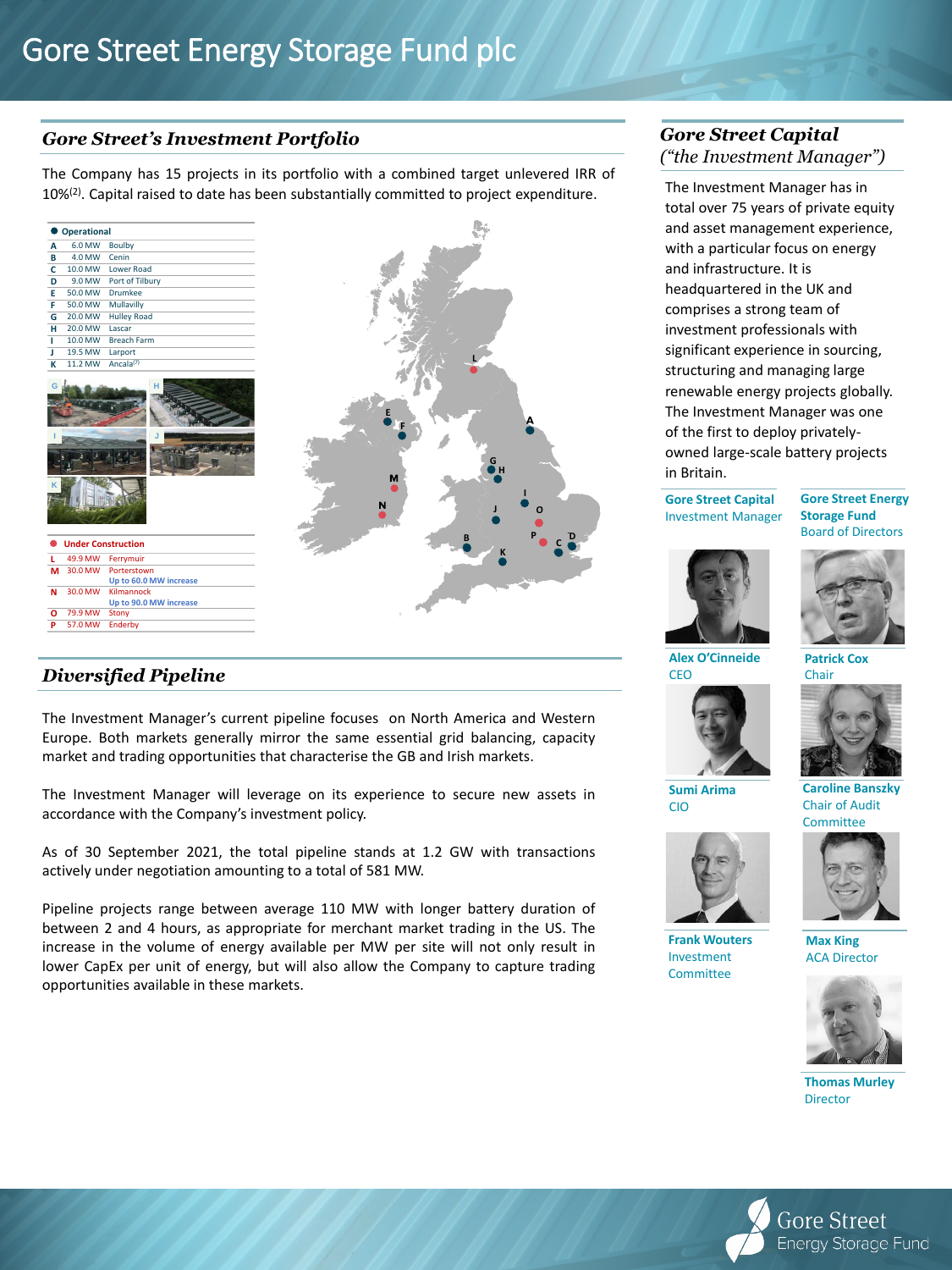# Gore Street Energy Storage Fund plc

## Gore Street's Investment Portfolio

The Company has 15 projects in its portfolio with a combined target unlevered IRR of 10%[2]. Capital raised to date has been substantially committed to project expenditure.

**Operational**

| | | |
|---|---|---|
| A | 6.0 MW | Boulby |
| B | 4.0 MW | Cenin |
| C | 10.0 MW | Lower Road |
| D | 9.0 MW | Port of Tilbury |
| E | 50.0 MW | Drumkee |
| F | 50.0 MW | Mullavilly |
| G | 20.0 MW | Hulley Road |
| H | 20.0 MW | Lascar |
| I | 10.0 MW | Breach Farm |
| J | 19.5 MW | Larport |
| K | 11.2 MW | Ancala[2] |

**Under Construction**

| | | |
|---|---|---|
| L | 49.9 MW | Ferrymuir |
| M | 30.0 MW | Porterstown<br>Up to 60.0 MW increase |
| N | 30.0 MW | Kilmannock<br>Up to 90.0 MW increase |
| O | 79.9 MW | Stony |
| P | 57.0 MW | Enderby |

## Diversified Pipeline

The Investment Manager's current pipeline focuses on North America and Western Europe. Both markets generally mirror the same essential grid balancing, capacity market and trading opportunities that characterise the GB and Irish markets.

The Investment Manager will leverage on its experience to secure new assets in accordance with the Company's investment policy.

As of 30 September 2021, the total pipeline stands at 1.2 GW with transactions actively under negotiation amounting to a total of 581 MW.

Pipeline projects range between average 110 MW with longer battery duration of between 2 and 4 hours, as appropriate for merchant market trading in the US. The increase in the volume of energy available per MW per site will not only result in lower CapEx per unit of energy, but will also allow the Company to capture trading opportunities available in these markets.

## Gore Street Capital *("the Investment Manager")*

The Investment Manager has in total over 75 years of private equity and asset management experience, with a particular focus on energy and infrastructure. It is headquartered in the UK and comprises a strong team of investment professionals with significant experience in sourcing, structuring and managing large renewable energy projects globally. The Investment Manager was one of the first to deploy privately-owned large-scale battery projects in Britain.

**Gore Street Capital**
Investment Manager

- **Alex O'Cinneide** – CEO
- **Sumi Arima** – CIO
- **Frank Wouters** – Investment Committee

**Gore Street Energy Storage Fund**
Board of Directors

- **Patrick Cox** – Chair
- **Caroline Banszky** – Chair of Audit Committee
- **Max King** – ACA Director
- **Thomas Murley** – Director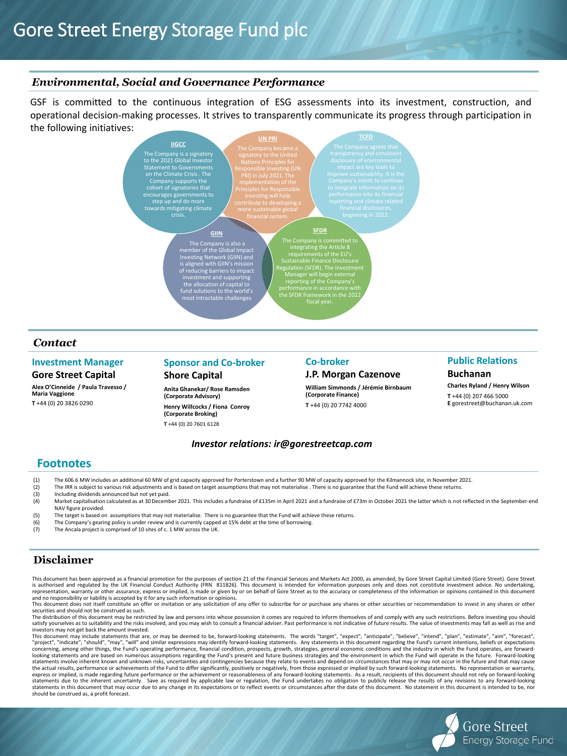# Gore Street Energy Storage Fund plc

## *Environmental, Social and Governance Performance*

GSF is committed to the continuous integration of ESG assessments into its investment, construction, and operational decision-making processes. It strives to transparently communicate its progress through participation in the following initiatives:

**IIGCC**

The Company is a signatory to the 2021 Global Investor Statement to Governments on the Climate Crisis . The Company supports the cohort of signatories that encourages governments to step up and do more towards mitigating climate crisis.

**UN PRI**

The Company became a signatory to the United Nations Principles for Responsible Investing (UN PRI) in July 2021. The implementation of the Principles for Responsible Investing will help contribute to developing a more sustainable global financial system.

**TCFD**

The Company agrees that transparency and consistent disclosure of environmental impact are key tools to improve sustainability. It is the Company's intent to continue to integrate information on its performance into its financial reporting and climate related financial disclosures, beginning in 2022.

**GIIN**

The Company is also a member of the Global Impact Investing Network (GIIN) and is aligned with GIIN's mission of reducing barriers to impact investment and supporting the allocation of capital to fund solutions to the world's most intractable challenges

**SFDR**

The Company is committed to integrating the Article 8 requirements of the EU's Sustainable Finance Disclosure Regulation (SFDR). The Investment Manager will begin external reporting of the Company's performance in accordance with the SFDR framework in the 2022 fiscal year.

## *Contact*

### Investment Manager

**Gore Street Capital**

**Alex O'Cinneide / Paula Travesso / Maria Vaggione**

**T** +44 (0) 20 3826 0290

### Sponsor and Co-broker

**Shore Capital**

**Anita Ghanekar/ Rose Ramsden (Corporate Advisory)**

**Henry Willcocks / Fiona Conroy (Corporate Broking)**

**T** +44 (0) 20 7601 6128

### Co-broker

**J.P. Morgan Cazenove**

**William Simmonds / Jérémie Birnbaum (Corporate Finance)**

**T** +44 (0) 20 7742 4000

### Public Relations

**Buchanan**

**Charles Ryland / Henry Wilson**

**T** +44 (0) 207 466 5000

**E** gorestreet@buchanan.uk.com

***Investor relations: ir@gorestreetcap.com***

## Footnotes

(1) The 606.6 MW includes an additional 60 MW of grid capacity approved for Porterstown and a further 90 MW of capacity approved for the Kilmannock site, in November 2021.

(2) The IRR is subject to various risk adjustments and is based on target assumptions that may not materialise . There is no guarantee that the Fund will achieve these returns.

(3) Including dividends announced but not yet paid.

(4) Market capitalisation calculated as at 30 December 2021. This includes a fundraise of £135m in April 2021 and a fundraise of £73m in October 2021 the latter which is not reflected in the September-end NAV figure provided.

(5) The target is based on assumptions that may not materialise. There is no guarantee that the Fund will achieve these returns.

(6) The Company's gearing policy is under review and is currently capped at 15% debt at the time of borrowing.

(7) The Ancala project is comprised of 10 sites of c. 1 MW across the UK.

## Disclaimer

This document has been approved as a financial promotion for the purposes of section 21 of the Financial Services and Markets Act 2000, as amended, by Gore Street Capital Limited (Gore Street). Gore Street is authorised and regulated by the UK Financial Conduct Authority (FRN 811826). This document is intended for information purposes only and does not constitute investment advice. No undertaking, representation, warranty or other assurance, express or implied, is made or given by or on behalf of Gore Street as to the accuracy or completeness of the information or opinions contained in this document and no responsibility or liability is accepted by it for any such information or opinions.

This document does not itself constitute an offer or invitation or any solicitation of any offer to subscribe for or purchase any shares or other securities or recommendation to invest in any shares or other securities and should not be construed as such.

The distribution of this document may be restricted by law and persons into whose possession it comes are required to inform themselves of and comply with any such restrictions. Before investing you should satisfy yourselves as to suitability and the risks involved, and you may wish to consult a financial adviser. Past performance is not indicative of future results. The value of investments may fall as well as rise and investors may not get back the amount invested.

This document may include statements that are, or may be deemed to be, forward-looking statements. The words "target", "expect", "anticipate", "believe", "intend", "plan", "estimate", "aim", "forecast", "project", "indicate", "should", "may", "will" and similar expressions may identify forward-looking statements. Any statements in this document regarding the Fund's current intentions, beliefs or expectations concerning, among other things, the Fund's operating performance, financial condition, prospects, growth, strategies, general economic conditions and the industry in which the Fund operates, are forward-looking statements and are based on numerous assumptions regarding the Fund's present and future business strategies and the environment in which the Fund will operate in the future. Forward-looking statements involve inherent known and unknown risks, uncertainties and contingencies because they relate to events and depend on circumstances that may or may not occur in the future and that may cause the actual results, performance or achievements of the Fund to differ significantly, positively or negatively, from those expressed or implied by such forward-looking statements. No representation or warranty, express or implied, is made regarding future performance or the achievement or reasonableness of any forward-looking statements. As a result, recipients of this document should not rely on forward-looking statements due to the inherent uncertainty. Save as required by applicable law or regulation, the Fund undertakes no obligation to publicly release the results of any revisions to any forward-looking statements in this document that may occur due to any change in its expectations or to reflect events or circumstances after the date of this document. No statement in this document is intended to be, nor should be construed as, a profit forecast.

Gore Street Energy Storage Fund